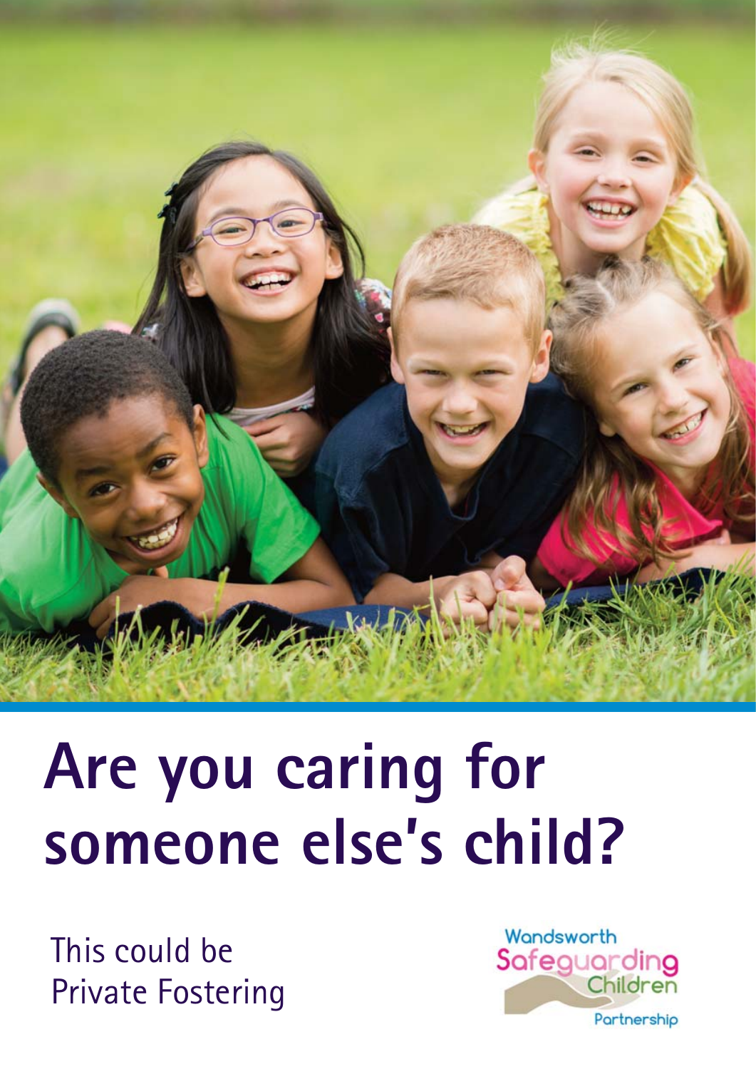# Are you caring for someone else's child?

This could be Private Fostering

Wandsworth Safeguarding Children Partnership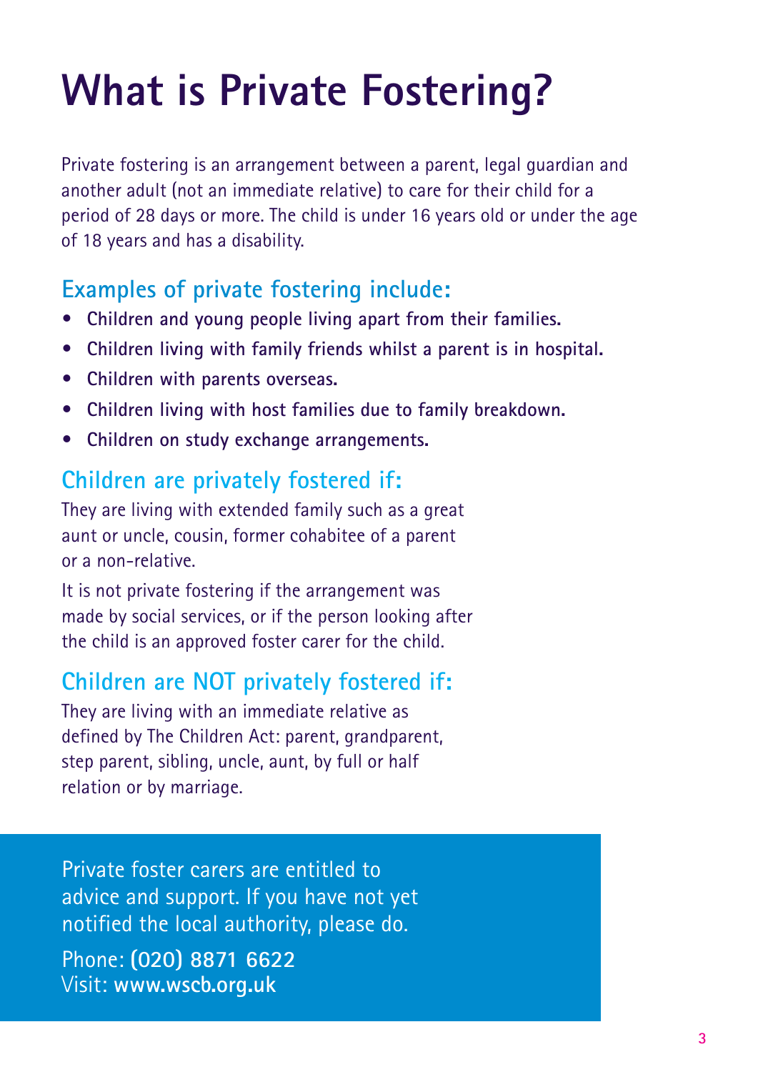# What is Private Fostering?

Private fostering is an arrangement between a parent, legal guardian and another adult (not an immediate relative) to care for their child for a period of 28 days or more. The child is under 16 years old or under the age of 18 years and has a disability.

## Examples of private fostering include:

- **Children and young people living apart from their families.**
- **Children living with family friends whilst a parent is in hospital.**
- **Children with parents overseas.**
- **Children living with host families due to family breakdown.**
- **Children on study exchange arrangements.**

## Children are privately fostered if:

They are living with extended family such as a great aunt or uncle, cousin, former cohabitee of a parent or a non-relative.

It is not private fostering if the arrangement was made by social services, or if the person looking after the child is an approved foster carer for the child.

## Children are NOT privately fostered if:

They are living with an immediate relative as defined by The Children Act: parent, grandparent, step parent, sibling, uncle, aunt, by full or half relation or by marriage.

Private foster carers are entitled to advice and support. If you have not yet notified the local authority, please do.

Phone: **(020) 8871 6622**
Visit: **www.wscb.org.uk**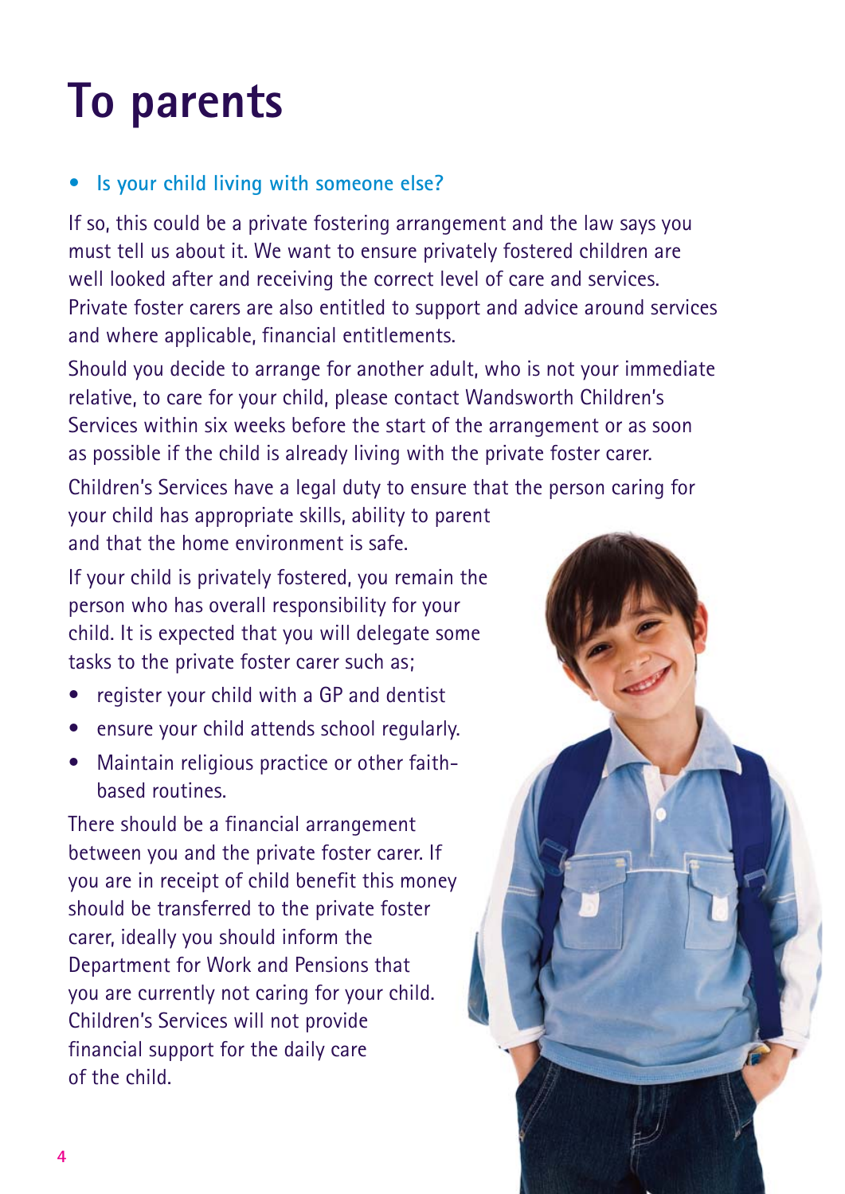# To parents

- **Is your child living with someone else?**

If so, this could be a private fostering arrangement and the law says you must tell us about it. We want to ensure privately fostered children are well looked after and receiving the correct level of care and services. Private foster carers are also entitled to support and advice around services and where applicable, financial entitlements.

Should you decide to arrange for another adult, who is not your immediate relative, to care for your child, please contact Wandsworth Children's Services within six weeks before the start of the arrangement or as soon as possible if the child is already living with the private foster carer.

Children's Services have a legal duty to ensure that the person caring for your child has appropriate skills, ability to parent and that the home environment is safe.

If your child is privately fostered, you remain the person who has overall responsibility for your child. It is expected that you will delegate some tasks to the private foster carer such as;

- register your child with a GP and dentist
- ensure your child attends school regularly.
- Maintain religious practice or other faith-based routines.

There should be a financial arrangement between you and the private foster carer. If you are in receipt of child benefit this money should be transferred to the private foster carer, ideally you should inform the Department for Work and Pensions that you are currently not caring for your child. Children's Services will not provide financial support for the daily care of the child.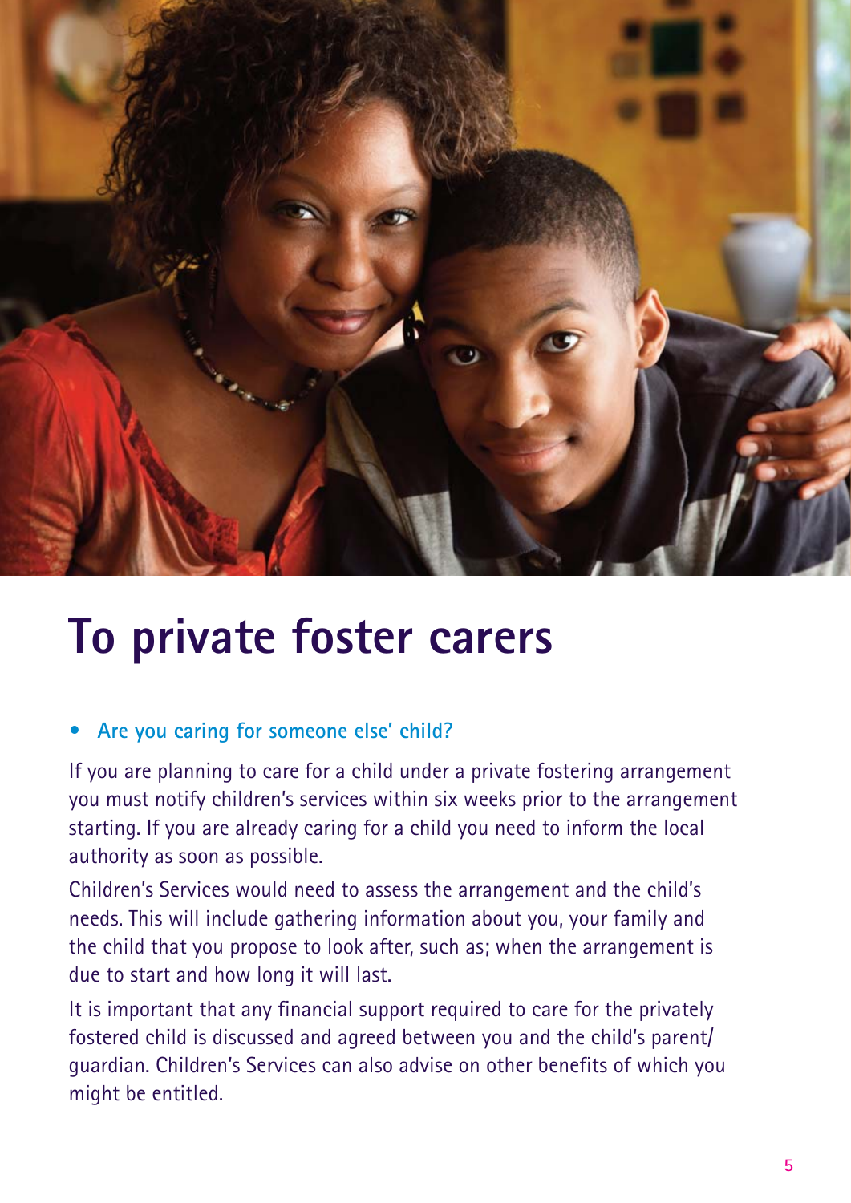# To private foster carers

- **Are you caring for someone else' child?**

If you are planning to care for a child under a private fostering arrangement you must notify children's services within six weeks prior to the arrangement starting. If you are already caring for a child you need to inform the local authority as soon as possible.

Children's Services would need to assess the arrangement and the child's needs. This will include gathering information about you, your family and the child that you propose to look after, such as; when the arrangement is due to start and how long it will last.

It is important that any financial support required to care for the privately fostered child is discussed and agreed between you and the child's parent/guardian. Children's Services can also advise on other benefits of which you might be entitled.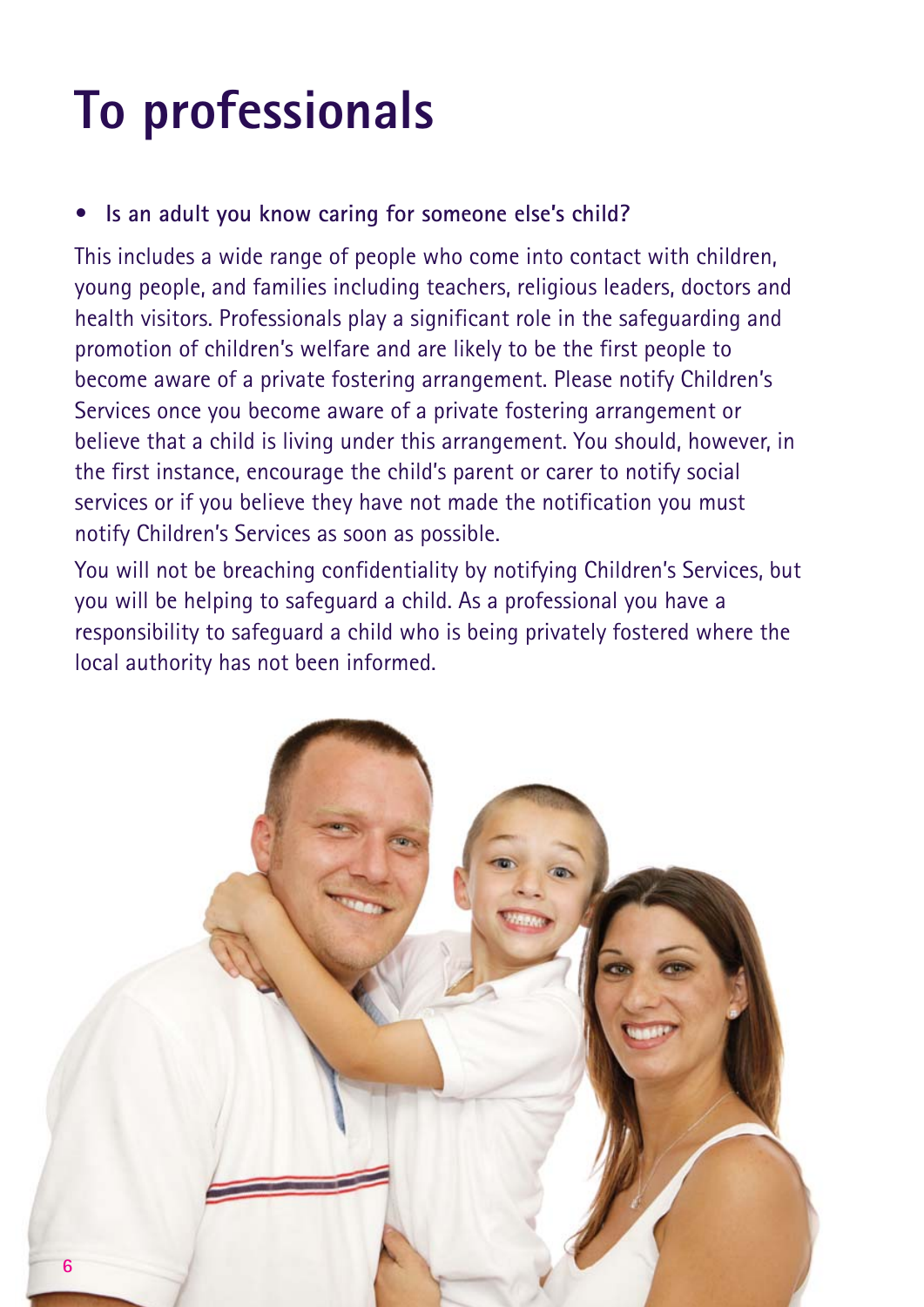# To professionals

- **Is an adult you know caring for someone else's child?**

This includes a wide range of people who come into contact with children, young people, and families including teachers, religious leaders, doctors and health visitors. Professionals play a significant role in the safeguarding and promotion of children's welfare and are likely to be the first people to become aware of a private fostering arrangement. Please notify Children's Services once you become aware of a private fostering arrangement or believe that a child is living under this arrangement. You should, however, in the first instance, encourage the child's parent or carer to notify social services or if you believe they have not made the notification you must notify Children's Services as soon as possible.

You will not be breaching confidentiality by notifying Children's Services, but you will be helping to safeguard a child. As a professional you have a responsibility to safeguard a child who is being privately fostered where the local authority has not been informed.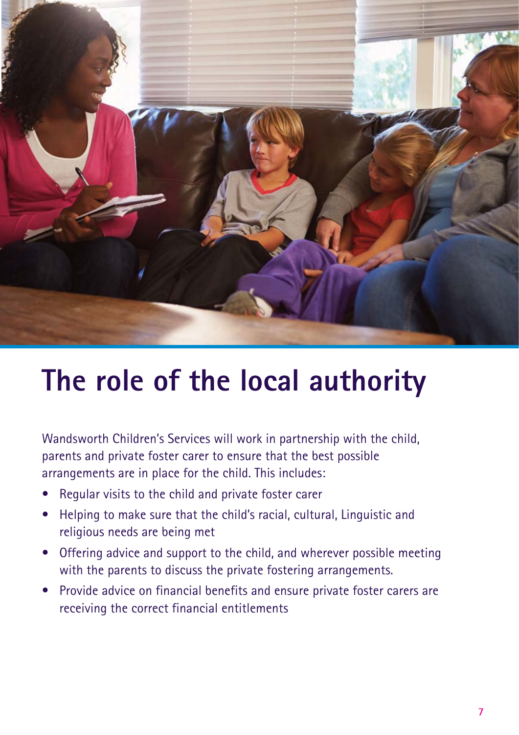# The role of the local authority

Wandsworth Children's Services will work in partnership with the child, parents and private foster carer to ensure that the best possible arrangements are in place for the child. This includes:

- Regular visits to the child and private foster carer
- Helping to make sure that the child's racial, cultural, Linguistic and religious needs are being met
- Offering advice and support to the child, and wherever possible meeting with the parents to discuss the private fostering arrangements.
- Provide advice on financial benefits and ensure private foster carers are receiving the correct financial entitlements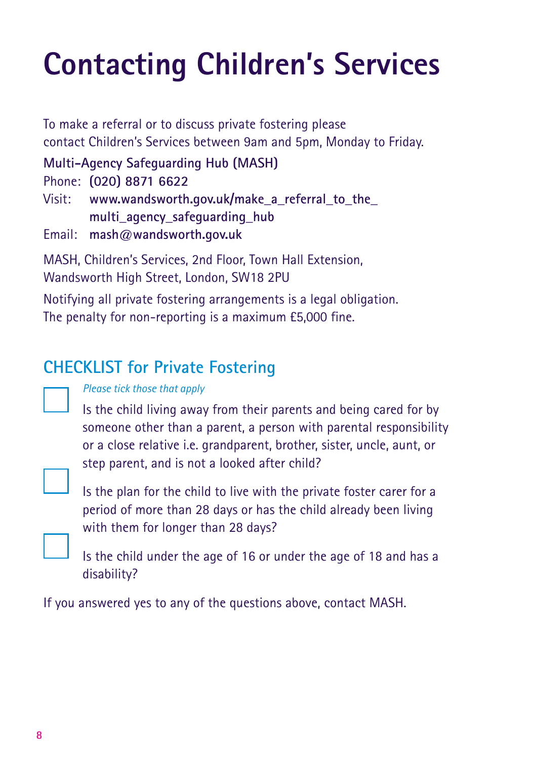# Contacting Children's Services

To make a referral or to discuss private fostering please contact Children's Services between 9am and 5pm, Monday to Friday.

**Multi-Agency Safeguarding Hub (MASH)**

Phone: **(020) 8871 6622**

Visit: **www.wandsworth.gov.uk/make_a_referral_to_the_multi_agency_safeguarding_hub**

Email: **mash@wandsworth.gov.uk**

MASH, Children's Services, 2nd Floor, Town Hall Extension, Wandsworth High Street, London, SW18 2PU

Notifying all private fostering arrangements is a legal obligation. The penalty for non-reporting is a maximum £5,000 fine.

## CHECKLIST for Private Fostering

*Please tick those that apply*

- [ ] Is the child living away from their parents and being cared for by someone other than a parent, a person with parental responsibility or a close relative i.e. grandparent, brother, sister, uncle, aunt, or step parent, and is not a looked after child?
- [ ] Is the plan for the child to live with the private foster carer for a period of more than 28 days or has the child already been living with them for longer than 28 days?
- [ ] Is the child under the age of 16 or under the age of 18 and has a disability?

If you answered yes to any of the questions above, contact MASH.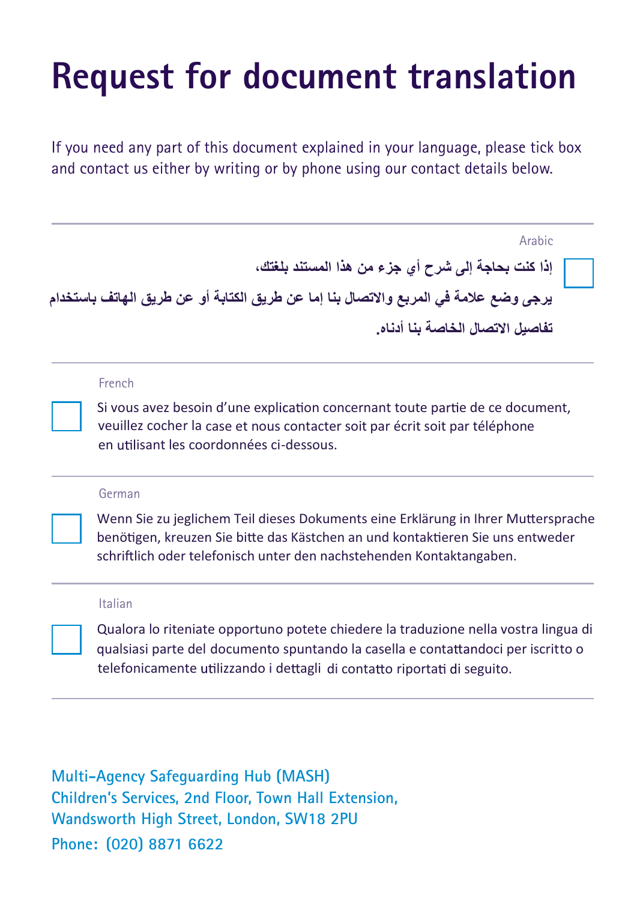# Request for document translation

If you need any part of this document explained in your language, please tick box and contact us either by writing or by phone using our contact details below.

---

Arabic

☐ إذا كنت بحاجة إلى شرح أي جزء من هذا المستند بلغتك، يرجى وضع علامة في المربع والاتصال بنا إما عن طريق الكتابة أو عن طريق الهاتف باستخدام تفاصيل الاتصال الخاصة بنا أدناه.

---

French

☐ Si vous avez besoin d'une explication concernant toute partie de ce document, veuillez cocher la case et nous contacter soit par écrit soit par téléphone en utilisant les coordonnées ci-dessous.

---

German

☐ Wenn Sie zu jeglichem Teil dieses Dokuments eine Erklärung in Ihrer Muttersprache benötigen, kreuzen Sie bitte das Kästchen an und kontaktieren Sie uns entweder schriftlich oder telefonisch unter den nachstehenden Kontaktangaben.

---

Italian

☐ Qualora lo riteniate opportuno potete chiedere la traduzione nella vostra lingua di qualsiasi parte del documento spuntando la casella e contattandoci per iscritto o telefonicamente utilizzando i dettagli di contatto riportati di seguito.

---

Multi-Agency Safeguarding Hub (MASH)
Children's Services, 2nd Floor, Town Hall Extension,
Wandsworth High Street, London, SW18 2PU
Phone: (020) 8871 6622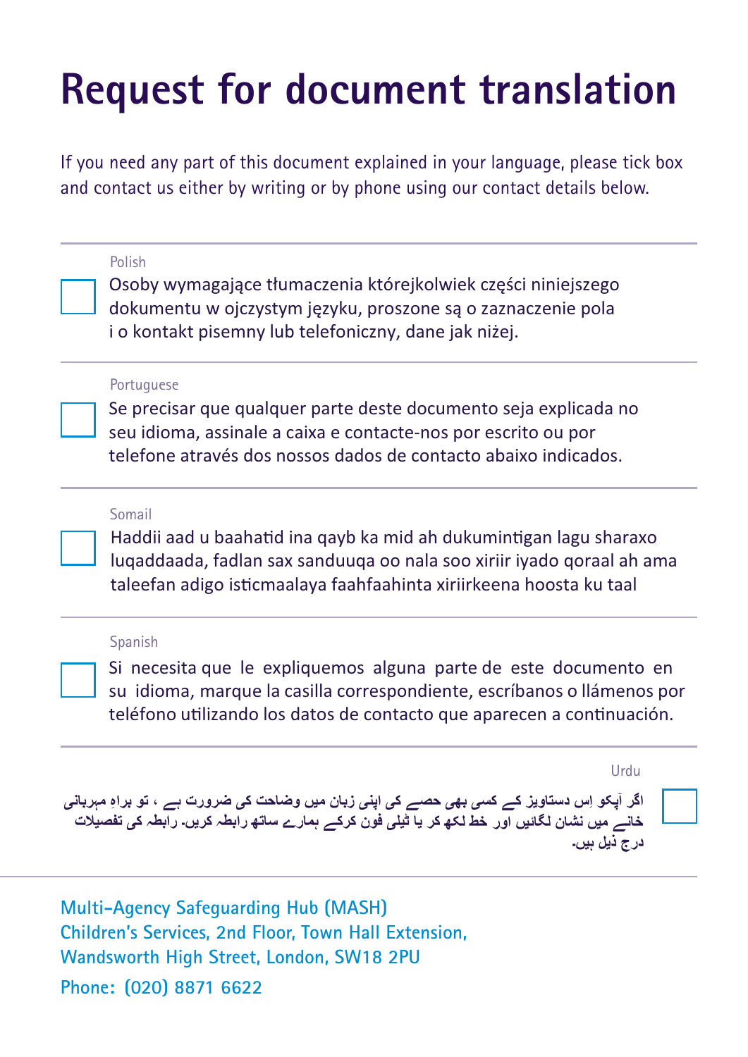# Request for document translation

If you need any part of this document explained in your language, please tick box and contact us either by writing or by phone using our contact details below.

---

Polish

☐ Osoby wymagające tłumaczenia którejkolwiek części niniejszego dokumentu w ojczystym języku, proszone są o zaznaczenie pola i o kontakt pisemny lub telefoniczny, dane jak niżej.

---

Portuguese

☐ Se precisar que qualquer parte deste documento seja explicada no seu idioma, assinale a caixa e contacte-nos por escrito ou por telefone através dos nossos dados de contacto abaixo indicados.

---

Somail

☐ Haddii aad u baahatid ina qayb ka mid ah dukumintigan lagu sharaxo luqaddaada, fadlan sax sanduuqa oo nala soo xiriir iyado qoraal ah ama taleefan adigo isticmaalaya faahfaahinta xiriirkeena hoosta ku taal

---

Spanish

☐ Si necesita que le expliquemos alguna parte de este documento en su idioma, marque la casilla correspondiente, escríbanos o llámenos por teléfono utilizando los datos de contacto que aparecen a continuación.

---

Urdu

☐ اگر آپکو اِس دستاویز کے کسی بھی حصے کی اپنی زبان میں وضاحت کی ضرورت ہے ، تو براہِ مہربانی خانے میں نشان لگائیں اور خط لکھ کر یا ٹیلی فون کرکے ہمارے ساتھ رابطہ کریں۔ رابطہ کی تفصیلات درج ذیل ہیں۔

---

**Multi-Agency Safeguarding Hub (MASH)**
**Children's Services, 2nd Floor, Town Hall Extension,**
**Wandsworth High Street, London, SW18 2PU**
**Phone: (020) 8871 6622**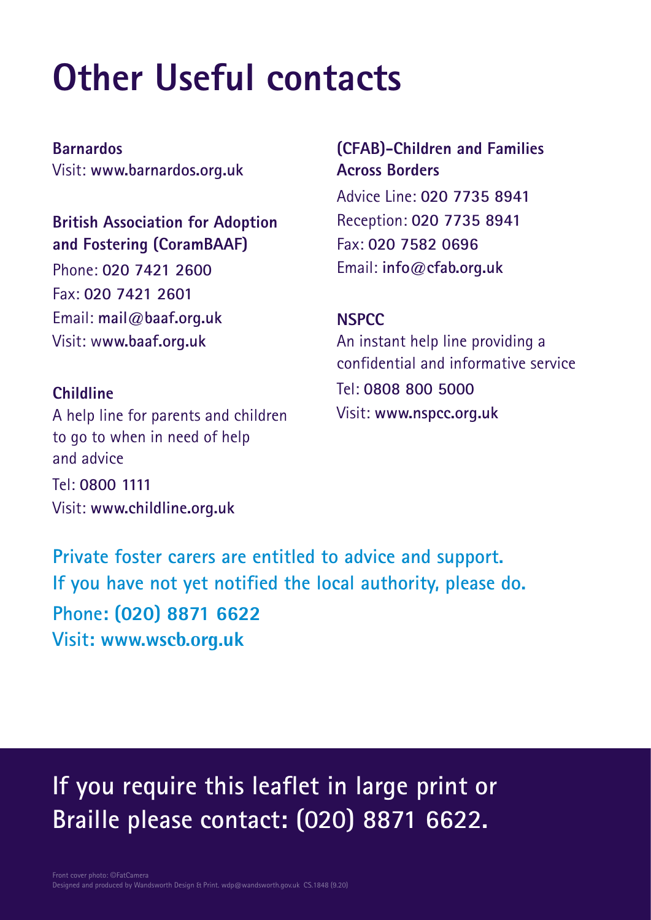# Other Useful contacts

**Barnardos**
Visit: **www.barnardos.org.uk**

**British Association for Adoption and Fostering (CoramBAAF)**
Phone: **020 7421 2600**
Fax: **020 7421 2601**
Email: **mail@baaf.org.uk**
Visit: w**ww.baaf.org.uk**

**Childline**
A help line for parents and children to go to when in need of help and advice
Tel: **0800 1111**
Visit: **www.childline.org.uk**

**(CFAB)-Children and Families Across Borders**
Advice Line: **020 7735 8941**
Reception: **020 7735 8941**
Fax: **020 7582 0696**
Email: **info@cfab.org.uk**

**NSPCC**
An instant help line providing a confidential and informative service
Tel: **0808 800 5000**
Visit: **www.nspcc.org.uk**

**Private foster carers are entitled to advice and support. If you have not yet notified the local authority, please do.**
**Phone: (020) 8871 6622**
**Visit: www.wscb.org.uk**

## If you require this leaflet in large print or Braille please contact: (020) 8871 6622.

Front cover photo: ©FatCamera
Designed and produced by Wandsworth Design & Print. wdp@wandsworth.gov.uk CS.1848 (9.20)